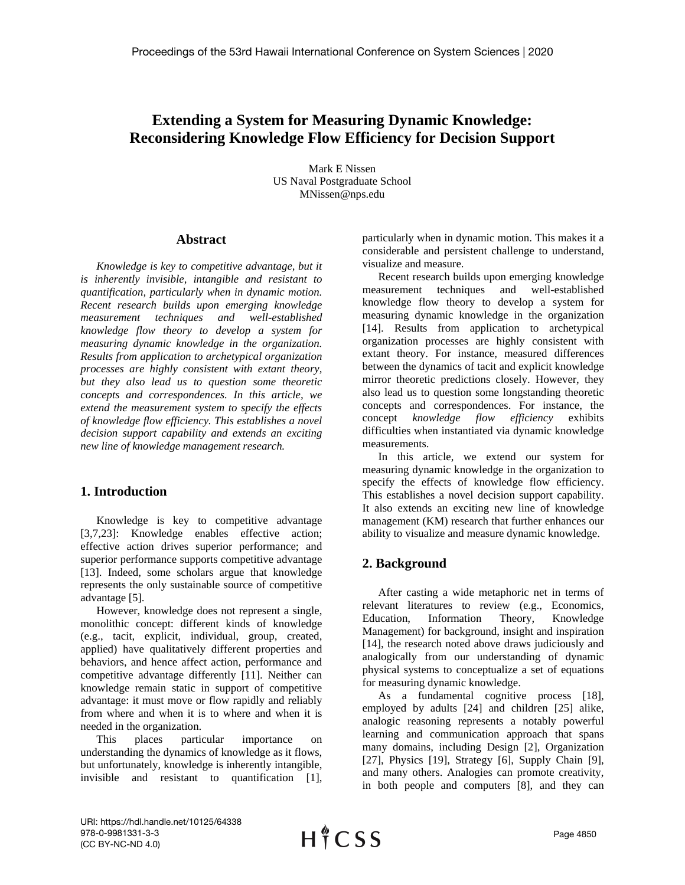# Extending a System for Measuring Dynamic Knowledge: Reconsidering Knowledge Flow Efficiency for Decision Support

Mark E Nissen
US Naval Postgraduate School
MNissen@nps.edu

## Abstract

*Knowledge is key to competitive advantage, but it is inherently invisible, intangible and resistant to quantification, particularly when in dynamic motion. Recent research builds upon emerging knowledge measurement techniques and well-established knowledge flow theory to develop a system for measuring dynamic knowledge in the organization. Results from application to archetypical organization processes are highly consistent with extant theory, but they also lead us to question some theoretic concepts and correspondences. In this article, we extend the measurement system to specify the effects of knowledge flow efficiency. This establishes a novel decision support capability and extends an exciting new line of knowledge management research.*

## 1. Introduction

Knowledge is key to competitive advantage [3,7,23]: Knowledge enables effective action; effective action drives superior performance; and superior performance supports competitive advantage [13]. Indeed, some scholars argue that knowledge represents the only sustainable source of competitive advantage [5].

However, knowledge does not represent a single, monolithic concept: different kinds of knowledge (e.g., tacit, explicit, individual, group, created, applied) have qualitatively different properties and behaviors, and hence affect action, performance and competitive advantage differently [11]. Neither can knowledge remain static in support of competitive advantage: it must move or flow rapidly and reliably from where and when it is to where and when it is needed in the organization.

This places particular importance on understanding the dynamics of knowledge as it flows, but unfortunately, knowledge is inherently intangible, invisible and resistant to quantification [1], particularly when in dynamic motion. This makes it a considerable and persistent challenge to understand, visualize and measure.

Recent research builds upon emerging knowledge measurement techniques and well-established knowledge flow theory to develop a system for measuring dynamic knowledge in the organization [14]. Results from application to archetypical organization processes are highly consistent with extant theory. For instance, measured differences between the dynamics of tacit and explicit knowledge mirror theoretic predictions closely. However, they also lead us to question some longstanding theoretic concepts and correspondences. For instance, the concept *knowledge flow efficiency* exhibits difficulties when instantiated via dynamic knowledge measurements.

In this article, we extend our system for measuring dynamic knowledge in the organization to specify the effects of knowledge flow efficiency. This establishes a novel decision support capability. It also extends an exciting new line of knowledge management (KM) research that further enhances our ability to visualize and measure dynamic knowledge.

## 2. Background

After casting a wide metaphoric net in terms of relevant literatures to review (e.g., Economics, Education, Information Theory, Knowledge Management) for background, insight and inspiration [14], the research noted above draws judiciously and analogically from our understanding of dynamic physical systems to conceptualize a set of equations for measuring dynamic knowledge.

As a fundamental cognitive process [18], employed by adults [24] and children [25] alike, analogic reasoning represents a notably powerful learning and communication approach that spans many domains, including Design [2], Organization [27], Physics [19], Strategy [6], Supply Chain [9], and many others. Analogies can promote creativity, in both people and computers [8], and they can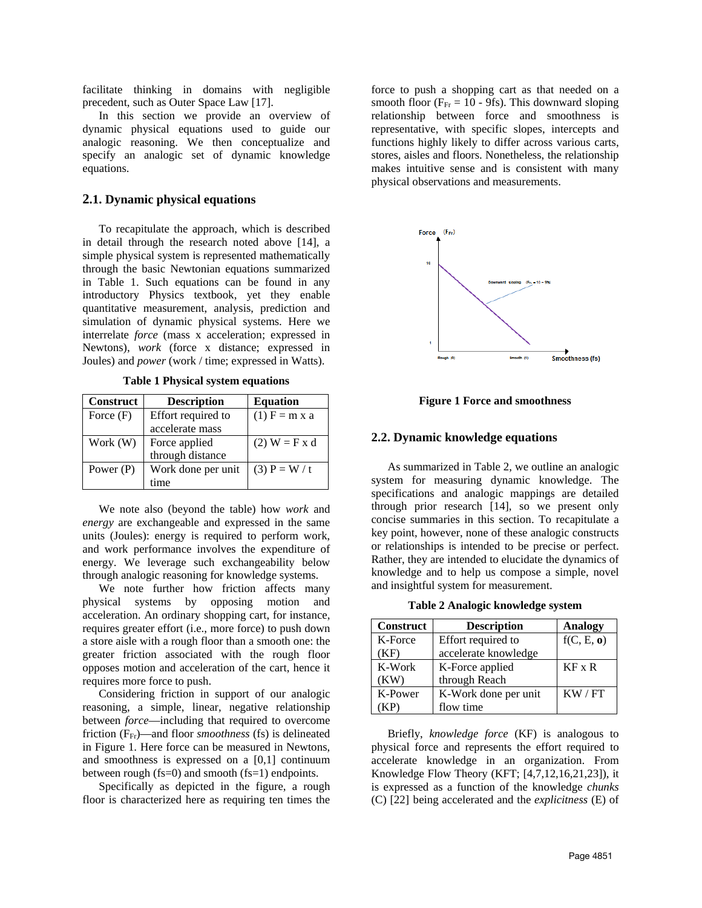facilitate thinking in domains with negligible precedent, such as Outer Space Law [17].

In this section we provide an overview of dynamic physical equations used to guide our analogic reasoning. We then conceptualize and specify an analogic set of dynamic knowledge equations.

## 2.1. Dynamic physical equations

To recapitulate the approach, which is described in detail through the research noted above [14], a simple physical system is represented mathematically through the basic Newtonian equations summarized in Table 1. Such equations can be found in any introductory Physics textbook, yet they enable quantitative measurement, analysis, prediction and simulation of dynamic physical systems. Here we interrelate *force* (mass x acceleration; expressed in Newtons), *work* (force x distance; expressed in Joules) and *power* (work / time; expressed in Watts).

**Table 1 Physical system equations**

| Construct | Description | Equation |
|---|---|---|
| Force (F) | Effort required to accelerate mass | (1) $F = m \times a$ |
| Work (W) | Force applied through distance | (2) $W = F \times d$ |
| Power (P) | Work done per unit time | (3) $P = W / t$ |

We note also (beyond the table) how *work* and *energy* are exchangeable and expressed in the same units (Joules): energy is required to perform work, and work performance involves the expenditure of energy. We leverage such exchangeability below through analogic reasoning for knowledge systems.

We note further how friction affects many physical systems by opposing motion and acceleration. An ordinary shopping cart, for instance, requires greater effort (i.e., more force) to push down a store aisle with a rough floor than a smooth one: the greater friction associated with the rough floor opposes motion and acceleration of the cart, hence it requires more force to push.

Considering friction in support of our analogic reasoning, a simple, linear, negative relationship between *force*—including that required to overcome friction ($F_{Fr}$)—and floor *smoothness* (fs) is delineated in Figure 1. Here force can be measured in Newtons, and smoothness is expressed on a [0,1] continuum between rough (fs=0) and smooth (fs=1) endpoints.

Specifically as depicted in the figure, a rough floor is characterized here as requiring ten times the force to push a shopping cart as that needed on a smooth floor ($F_{Fr} = 10 - 9fs$). This downward sloping relationship between force and smoothness is representative, with specific slopes, intercepts and functions highly likely to differ across various carts, stores, aisles and floors. Nonetheless, the relationship makes intuitive sense and is consistent with many physical observations and measurements.

**Figure 1 Force and smoothness**

## 2.2. Dynamic knowledge equations

As summarized in Table 2, we outline an analogic system for measuring dynamic knowledge. The specifications and analogic mappings are detailed through prior research [14], so we present only concise summaries in this section. To recapitulate a key point, however, none of these analogic constructs or relationships is intended to be precise or perfect. Rather, they are intended to elucidate the dynamics of knowledge and to help us compose a simple, novel and insightful system for measurement.

**Table 2 Analogic knowledge system**

| Construct | Description | Analogy |
|---|---|---|
| K-Force (KF) | Effort required to accelerate knowledge | f(C, E, **o**) |
| K-Work (KW) | K-Force applied through Reach | KF x R |
| K-Power (KP) | K-Work done per unit flow time | KW / FT |

Briefly, *knowledge force* (KF) is analogous to physical force and represents the effort required to accelerate knowledge in an organization. From Knowledge Flow Theory (KFT; [4,7,12,16,21,23]), it is expressed as a function of the knowledge *chunks* (C) [22] being accelerated and the *explicitness* (E) of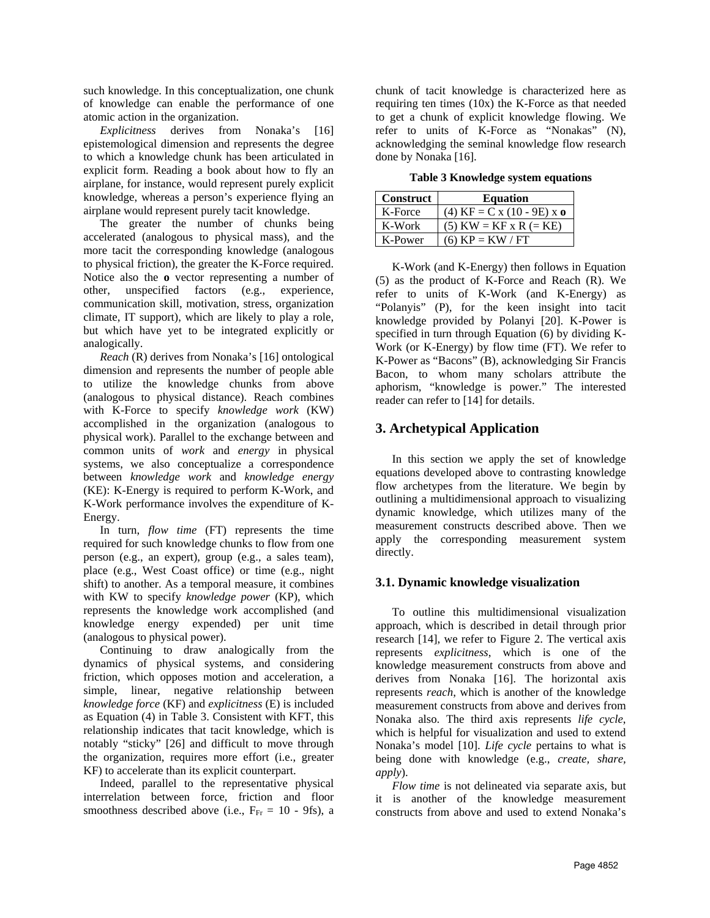such knowledge. In this conceptualization, one chunk of knowledge can enable the performance of one atomic action in the organization.

*Explicitness* derives from Nonaka's [16] epistemological dimension and represents the degree to which a knowledge chunk has been articulated in explicit form. Reading a book about how to fly an airplane, for instance, would represent purely explicit knowledge, whereas a person's experience flying an airplane would represent purely tacit knowledge.

The greater the number of chunks being accelerated (analogous to physical mass), and the more tacit the corresponding knowledge (analogous to physical friction), the greater the K-Force required. Notice also the **o** vector representing a number of other, unspecified factors (e.g., experience, communication skill, motivation, stress, organization climate, IT support), which are likely to play a role, but which have yet to be integrated explicitly or analogically.

*Reach* (R) derives from Nonaka's [16] ontological dimension and represents the number of people able to utilize the knowledge chunks from above (analogous to physical distance). Reach combines with K-Force to specify *knowledge work* (KW) accomplished in the organization (analogous to physical work). Parallel to the exchange between and common units of *work* and *energy* in physical systems, we also conceptualize a correspondence between *knowledge work* and *knowledge energy* (KE): K-Energy is required to perform K-Work, and K-Work performance involves the expenditure of K-Energy.

In turn, *flow time* (FT) represents the time required for such knowledge chunks to flow from one person (e.g., an expert), group (e.g., a sales team), place (e.g., West Coast office) or time (e.g., night shift) to another. As a temporal measure, it combines with KW to specify *knowledge power* (KP), which represents the knowledge work accomplished (and knowledge energy expended) per unit time (analogous to physical power).

Continuing to draw analogically from the dynamics of physical systems, and considering friction, which opposes motion and acceleration, a simple, linear, negative relationship between *knowledge force* (KF) and *explicitness* (E) is included as Equation (4) in Table 3. Consistent with KFT, this relationship indicates that tacit knowledge, which is notably "sticky" [26] and difficult to move through the organization, requires more effort (i.e., greater KF) to accelerate than its explicit counterpart.

Indeed, parallel to the representative physical interrelation between force, friction and floor smoothness described above (i.e., $F_{Fr} = 10 - 9fs$), a chunk of tacit knowledge is characterized here as requiring ten times (10x) the K-Force as that needed to get a chunk of explicit knowledge flowing. We refer to units of K-Force as "Nonakas" (N), acknowledging the seminal knowledge flow research done by Nonaka [16].

**Table 3 Knowledge system equations**

| Construct | Equation |
|---|---|
| K-Force | (4) KF = C x (10 - 9E) x **o** |
| K-Work | (5) KW = KF x R (= KE) |
| K-Power | (6) KP = KW / FT |

K-Work (and K-Energy) then follows in Equation (5) as the product of K-Force and Reach (R). We refer to units of K-Work (and K-Energy) as "Polanyis" (P), for the keen insight into tacit knowledge provided by Polanyi [20]. K-Power is specified in turn through Equation (6) by dividing K-Work (or K-Energy) by flow time (FT). We refer to K-Power as "Bacons" (B), acknowledging Sir Francis Bacon, to whom many scholars attribute the aphorism, "knowledge is power." The interested reader can refer to [14] for details.

## 3. Archetypical Application

In this section we apply the set of knowledge equations developed above to contrasting knowledge flow archetypes from the literature. We begin by outlining a multidimensional approach to visualizing dynamic knowledge, which utilizes many of the measurement constructs described above. Then we apply the corresponding measurement system directly.

### 3.1. Dynamic knowledge visualization

To outline this multidimensional visualization approach, which is described in detail through prior research [14], we refer to Figure 2. The vertical axis represents *explicitness*, which is one of the knowledge measurement constructs from above and derives from Nonaka [16]. The horizontal axis represents *reach*, which is another of the knowledge measurement constructs from above and derives from Nonaka also. The third axis represents *life cycle*, which is helpful for visualization and used to extend Nonaka's model [10]. *Life cycle* pertains to what is being done with knowledge (e.g., *create*, *share*, *apply*).

*Flow time* is not delineated via separate axis, but it is another of the knowledge measurement constructs from above and used to extend Nonaka's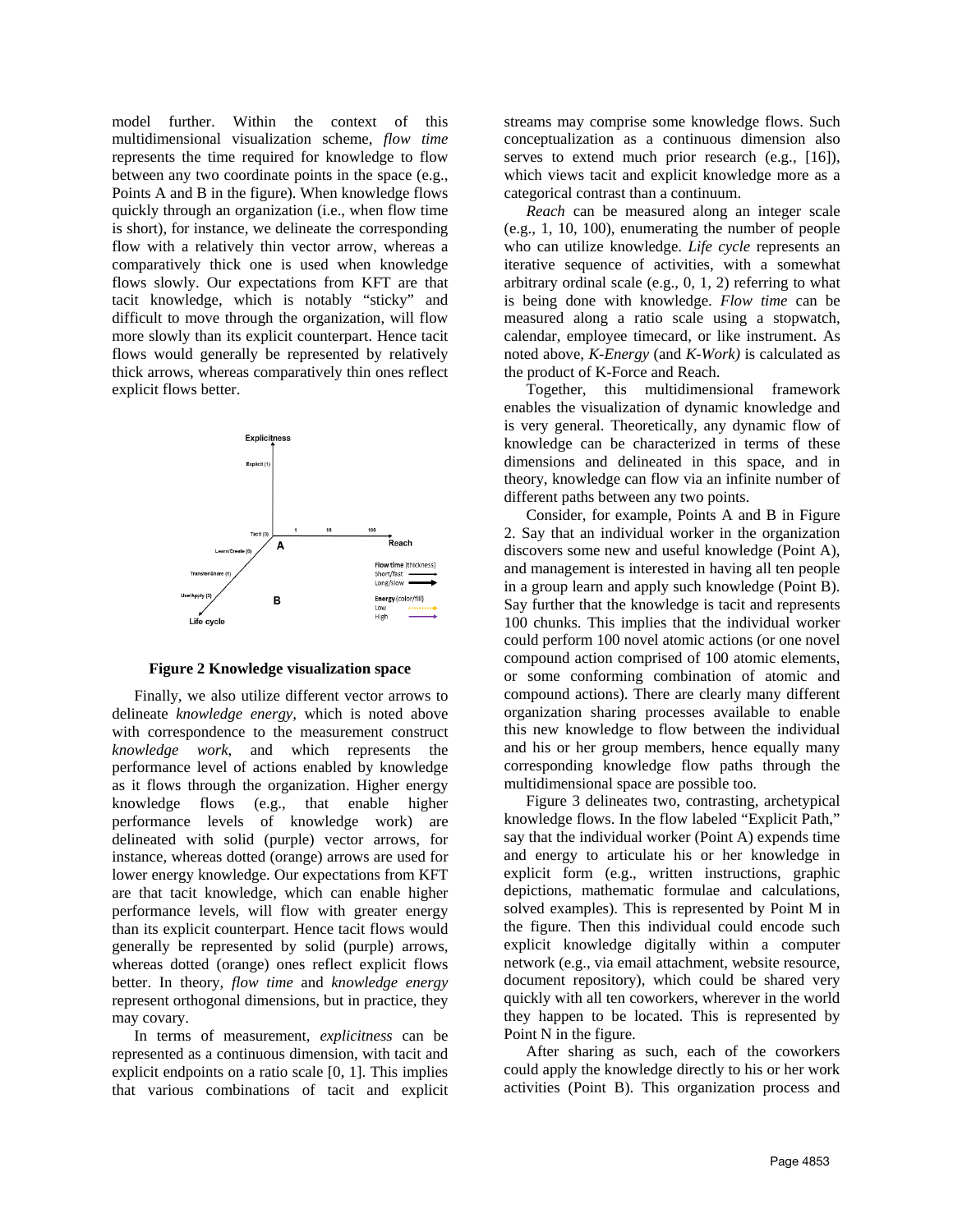model further. Within the context of this multidimensional visualization scheme, *flow time* represents the time required for knowledge to flow between any two coordinate points in the space (e.g., Points A and B in the figure). When knowledge flows quickly through an organization (i.e., when flow time is short), for instance, we delineate the corresponding flow with a relatively thin vector arrow, whereas a comparatively thick one is used when knowledge flows slowly. Our expectations from KFT are that tacit knowledge, which is notably "sticky" and difficult to move through the organization, will flow more slowly than its explicit counterpart. Hence tacit flows would generally be represented by relatively thick arrows, whereas comparatively thin ones reflect explicit flows better.

**Figure 2 Knowledge visualization space**

Finally, we also utilize different vector arrows to delineate *knowledge energy,* which is noted above with correspondence to the measurement construct *knowledge work*, and which represents the performance level of actions enabled by knowledge as it flows through the organization. Higher energy knowledge flows (e.g., that enable higher performance levels of knowledge work) are delineated with solid (purple) vector arrows, for instance, whereas dotted (orange) arrows are used for lower energy knowledge. Our expectations from KFT are that tacit knowledge, which can enable higher performance levels, will flow with greater energy than its explicit counterpart. Hence tacit flows would generally be represented by solid (purple) arrows, whereas dotted (orange) ones reflect explicit flows better. In theory, *flow time* and *knowledge energy* represent orthogonal dimensions, but in practice, they may covary.

In terms of measurement, *explicitness* can be represented as a continuous dimension, with tacit and explicit endpoints on a ratio scale [0, 1]. This implies that various combinations of tacit and explicit streams may comprise some knowledge flows. Such conceptualization as a continuous dimension also serves to extend much prior research (e.g., [16]), which views tacit and explicit knowledge more as a categorical contrast than a continuum.

*Reach* can be measured along an integer scale (e.g., 1, 10, 100), enumerating the number of people who can utilize knowledge. *Life cycle* represents an iterative sequence of activities, with a somewhat arbitrary ordinal scale (e.g., 0, 1, 2) referring to what is being done with knowledge. *Flow time* can be measured along a ratio scale using a stopwatch, calendar, employee timecard, or like instrument. As noted above, *K-Energy* (and *K-Work)* is calculated as the product of K-Force and Reach.

Together, this multidimensional framework enables the visualization of dynamic knowledge and is very general. Theoretically, any dynamic flow of knowledge can be characterized in terms of these dimensions and delineated in this space, and in theory, knowledge can flow via an infinite number of different paths between any two points.

Consider, for example, Points A and B in Figure 2. Say that an individual worker in the organization discovers some new and useful knowledge (Point A), and management is interested in having all ten people in a group learn and apply such knowledge (Point B). Say further that the knowledge is tacit and represents 100 chunks. This implies that the individual worker could perform 100 novel atomic actions (or one novel compound action comprised of 100 atomic elements, or some conforming combination of atomic and compound actions). There are clearly many different organization sharing processes available to enable this new knowledge to flow between the individual and his or her group members, hence equally many corresponding knowledge flow paths through the multidimensional space are possible too.

Figure 3 delineates two, contrasting, archetypical knowledge flows. In the flow labeled "Explicit Path," say that the individual worker (Point A) expends time and energy to articulate his or her knowledge in explicit form (e.g., written instructions, graphic depictions, mathematic formulae and calculations, solved examples). This is represented by Point M in the figure. Then this individual could encode such explicit knowledge digitally within a computer network (e.g., via email attachment, website resource, document repository), which could be shared very quickly with all ten coworkers, wherever in the world they happen to be located. This is represented by Point N in the figure.

After sharing as such, each of the coworkers could apply the knowledge directly to his or her work activities (Point B). This organization process and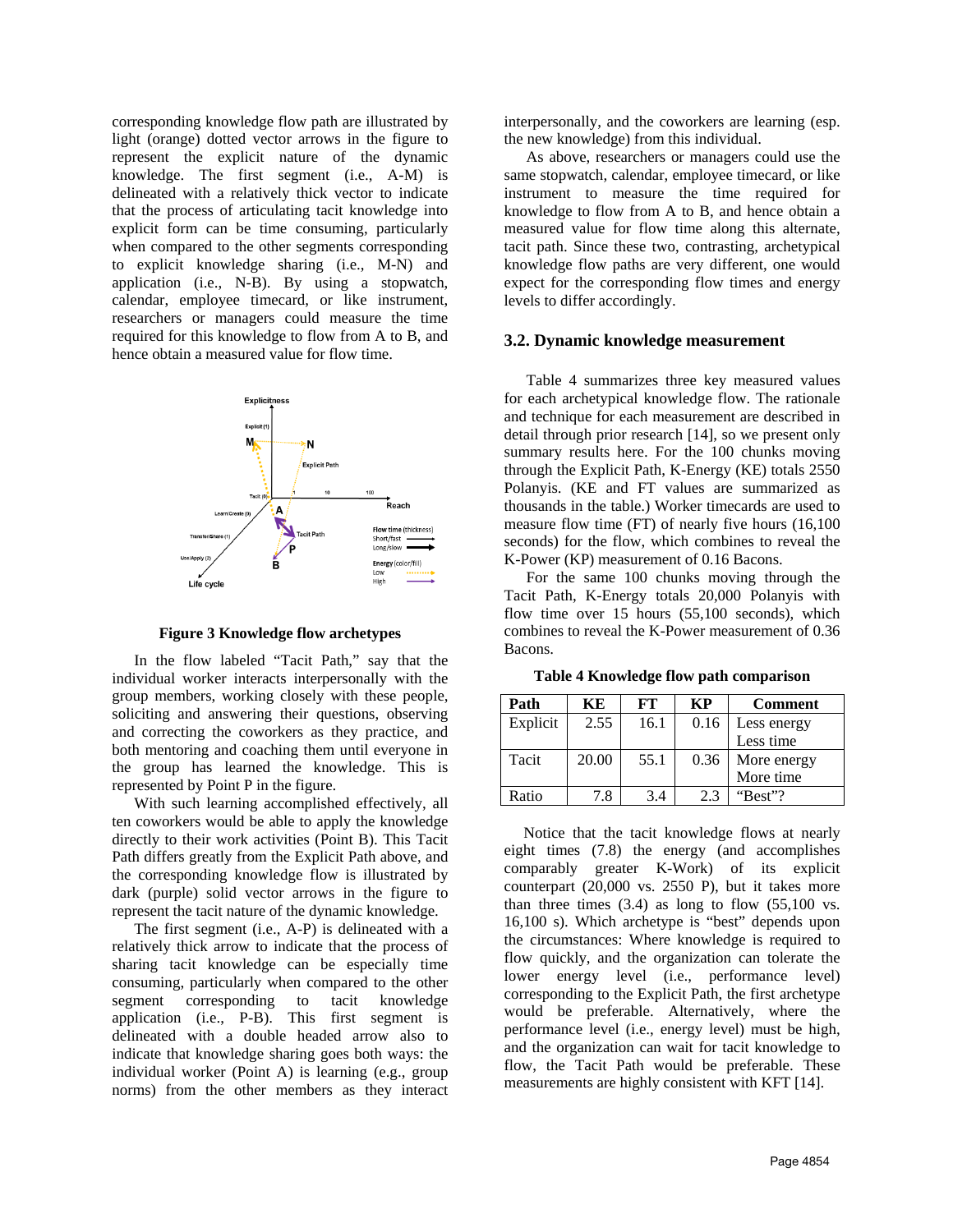corresponding knowledge flow path are illustrated by light (orange) dotted vector arrows in the figure to represent the explicit nature of the dynamic knowledge. The first segment (i.e., A-M) is delineated with a relatively thick vector to indicate that the process of articulating tacit knowledge into explicit form can be time consuming, particularly when compared to the other segments corresponding to explicit knowledge sharing (i.e., M-N) and application (i.e., N-B). By using a stopwatch, calendar, employee timecard, or like instrument, researchers or managers could measure the time required for this knowledge to flow from A to B, and hence obtain a measured value for flow time.

**Figure 3 Knowledge flow archetypes**

In the flow labeled "Tacit Path," say that the individual worker interacts interpersonally with the group members, working closely with these people, soliciting and answering their questions, observing and correcting the coworkers as they practice, and both mentoring and coaching them until everyone in the group has learned the knowledge. This is represented by Point P in the figure.

With such learning accomplished effectively, all ten coworkers would be able to apply the knowledge directly to their work activities (Point B). This Tacit Path differs greatly from the Explicit Path above, and the corresponding knowledge flow is illustrated by dark (purple) solid vector arrows in the figure to represent the tacit nature of the dynamic knowledge.

The first segment (i.e., A-P) is delineated with a relatively thick arrow to indicate that the process of sharing tacit knowledge can be especially time consuming, particularly when compared to the other segment corresponding to tacit knowledge application (i.e., P-B). This first segment is delineated with a double headed arrow also to indicate that knowledge sharing goes both ways: the individual worker (Point A) is learning (e.g., group norms) from the other members as they interact interpersonally, and the coworkers are learning (esp. the new knowledge) from this individual.

As above, researchers or managers could use the same stopwatch, calendar, employee timecard, or like instrument to measure the time required for knowledge to flow from A to B, and hence obtain a measured value for flow time along this alternate, tacit path. Since these two, contrasting, archetypical knowledge flow paths are very different, one would expect for the corresponding flow times and energy levels to differ accordingly.

### 3.2. Dynamic knowledge measurement

Table 4 summarizes three key measured values for each archetypical knowledge flow. The rationale and technique for each measurement are described in detail through prior research [14], so we present only summary results here. For the 100 chunks moving through the Explicit Path, K-Energy (KE) totals 2550 Polanyis. (KE and FT values are summarized as thousands in the table.) Worker timecards are used to measure flow time (FT) of nearly five hours (16,100 seconds) for the flow, which combines to reveal the K-Power (KP) measurement of 0.16 Bacons.

For the same 100 chunks moving through the Tacit Path, K-Energy totals 20,000 Polanyis with flow time over 15 hours (55,100 seconds), which combines to reveal the K-Power measurement of 0.36 Bacons.

**Table 4 Knowledge flow path comparison**

| Path | KE | FT | KP | Comment |
|---|---|---|---|---|
| Explicit | 2.55 | 16.1 | 0.16 | Less energy Less time |
| Tacit | 20.00 | 55.1 | 0.36 | More energy More time |
| Ratio | 7.8 | 3.4 | 2.3 | "Best"? |

Notice that the tacit knowledge flows at nearly eight times (7.8) the energy (and accomplishes comparably greater K-Work) of its explicit counterpart (20,000 vs. 2550 P), but it takes more than three times (3.4) as long to flow (55,100 vs. 16,100 s). Which archetype is "best" depends upon the circumstances: Where knowledge is required to flow quickly, and the organization can tolerate the lower energy level (i.e., performance level) corresponding to the Explicit Path, the first archetype would be preferable. Alternatively, where the performance level (i.e., energy level) must be high, and the organization can wait for tacit knowledge to flow, the Tacit Path would be preferable. These measurements are highly consistent with KFT [14].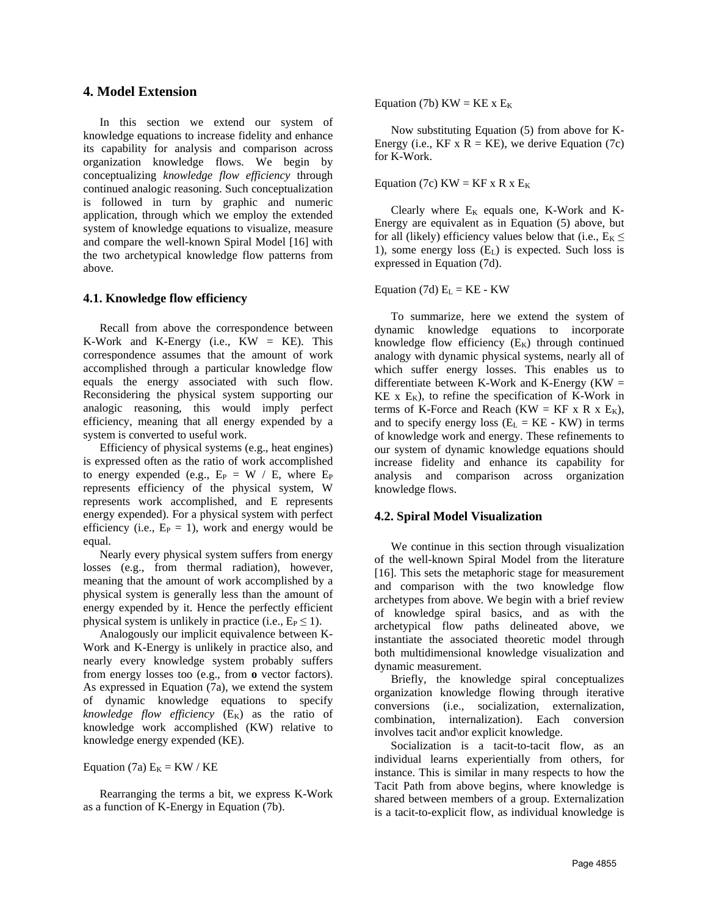## 4. Model Extension

In this section we extend our system of knowledge equations to increase fidelity and enhance its capability for analysis and comparison across organization knowledge flows. We begin by conceptualizing *knowledge flow efficiency* through continued analogic reasoning. Such conceptualization is followed in turn by graphic and numeric application, through which we employ the extended system of knowledge equations to visualize, measure and compare the well-known Spiral Model [16] with the two archetypical knowledge flow patterns from above.

### 4.1. Knowledge flow efficiency

Recall from above the correspondence between K-Work and K-Energy (i.e., KW = KE). This correspondence assumes that the amount of work accomplished through a particular knowledge flow equals the energy associated with such flow. Reconsidering the physical system supporting our analogic reasoning, this would imply perfect efficiency, meaning that all energy expended by a system is converted to useful work.

Efficiency of physical systems (e.g., heat engines) is expressed often as the ratio of work accomplished to energy expended (e.g., $E_P = W / E$, where $E_P$ represents efficiency of the physical system, W represents work accomplished, and E represents energy expended). For a physical system with perfect efficiency (i.e., $E_P = 1$), work and energy would be equal.

Nearly every physical system suffers from energy losses (e.g., from thermal radiation), however, meaning that the amount of work accomplished by a physical system is generally less than the amount of energy expended by it. Hence the perfectly efficient physical system is unlikely in practice (i.e., $E_P \leq 1$).

Analogously our implicit equivalence between K-Work and K-Energy is unlikely in practice also, and nearly every knowledge system probably suffers from energy losses too (e.g., from **o** vector factors). As expressed in Equation (7a), we extend the system of dynamic knowledge equations to specify *knowledge flow efficiency* ($E_K$) as the ratio of knowledge work accomplished (KW) relative to knowledge energy expended (KE).

Equation (7a) $E_K = KW / KE$

Rearranging the terms a bit, we express K-Work as a function of K-Energy in Equation (7b).

Equation (7b) $KW = KE \times E_K$

Now substituting Equation (5) from above for K-Energy (i.e., KF x R = KE), we derive Equation (7c) for K-Work.

Equation (7c) $KW = KF \times R \times E_K$

Clearly where $E_K$ equals one, K-Work and K-Energy are equivalent as in Equation (5) above, but for all (likely) efficiency values below that (i.e., $E_K \leq 1$), some energy loss ($E_L$) is expected. Such loss is expressed in Equation (7d).

Equation (7d) $E_L = KE - KW$

To summarize, here we extend the system of dynamic knowledge equations to incorporate knowledge flow efficiency ($E_K$) through continued analogy with dynamic physical systems, nearly all of which suffer energy losses. This enables us to differentiate between K-Work and K-Energy ($KW = KE \times E_K$), to refine the specification of K-Work in terms of K-Force and Reach ($KW = KF \times R \times E_K$), and to specify energy loss ($E_L = KE - KW$) in terms of knowledge work and energy. These refinements to our system of dynamic knowledge equations should increase fidelity and enhance its capability for analysis and comparison across organization knowledge flows.

### 4.2. Spiral Model Visualization

We continue in this section through visualization of the well-known Spiral Model from the literature [16]. This sets the metaphoric stage for measurement and comparison with the two knowledge flow archetypes from above. We begin with a brief review of knowledge spiral basics, and as with the archetypical flow paths delineated above, we instantiate the associated theoretic model through both multidimensional knowledge visualization and dynamic measurement.

Briefly, the knowledge spiral conceptualizes organization knowledge flowing through iterative conversions (i.e., socialization, externalization, combination, internalization). Each conversion involves tacit and\or explicit knowledge.

Socialization is a tacit-to-tacit flow, as an individual learns experientially from others, for instance. This is similar in many respects to how the Tacit Path from above begins, where knowledge is shared between members of a group. Externalization is a tacit-to-explicit flow, as individual knowledge is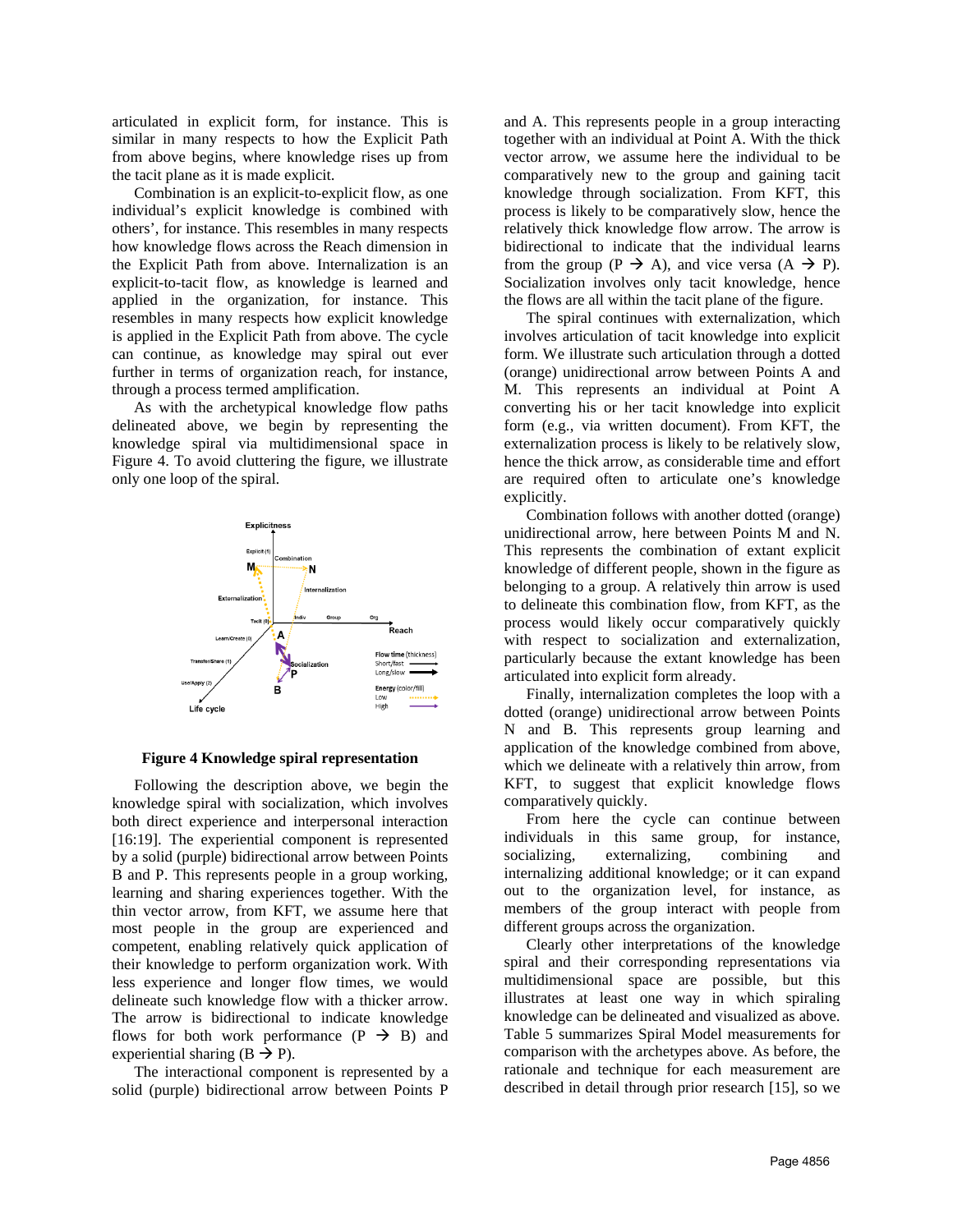articulated in explicit form, for instance. This is similar in many respects to how the Explicit Path from above begins, where knowledge rises up from the tacit plane as it is made explicit.

Combination is an explicit-to-explicit flow, as one individual's explicit knowledge is combined with others', for instance. This resembles in many respects how knowledge flows across the Reach dimension in the Explicit Path from above. Internalization is an explicit-to-tacit flow, as knowledge is learned and applied in the organization, for instance. This resembles in many respects how explicit knowledge is applied in the Explicit Path from above. The cycle can continue, as knowledge may spiral out ever further in terms of organization reach, for instance, through a process termed amplification.

As with the archetypical knowledge flow paths delineated above, we begin by representing the knowledge spiral via multidimensional space in Figure 4. To avoid cluttering the figure, we illustrate only one loop of the spiral.

**Figure 4 Knowledge spiral representation**

Following the description above, we begin the knowledge spiral with socialization, which involves both direct experience and interpersonal interaction [16:19]. The experiential component is represented by a solid (purple) bidirectional arrow between Points B and P. This represents people in a group working, learning and sharing experiences together. With the thin vector arrow, from KFT, we assume here that most people in the group are experienced and competent, enabling relatively quick application of their knowledge to perform organization work. With less experience and longer flow times, we would delineate such knowledge flow with a thicker arrow. The arrow is bidirectional to indicate knowledge flows for both work performance (P → B) and experiential sharing (B → P).

The interactional component is represented by a solid (purple) bidirectional arrow between Points P and A. This represents people in a group interacting together with an individual at Point A. With the thick vector arrow, we assume here the individual to be comparatively new to the group and gaining tacit knowledge through socialization. From KFT, this process is likely to be comparatively slow, hence the relatively thick knowledge flow arrow. The arrow is bidirectional to indicate that the individual learns from the group (P → A), and vice versa (A → P). Socialization involves only tacit knowledge, hence the flows are all within the tacit plane of the figure.

The spiral continues with externalization, which involves articulation of tacit knowledge into explicit form. We illustrate such articulation through a dotted (orange) unidirectional arrow between Points A and M. This represents an individual at Point A converting his or her tacit knowledge into explicit form (e.g., via written document). From KFT, the externalization process is likely to be relatively slow, hence the thick arrow, as considerable time and effort are required often to articulate one's knowledge explicitly.

Combination follows with another dotted (orange) unidirectional arrow, here between Points M and N. This represents the combination of extant explicit knowledge of different people, shown in the figure as belonging to a group. A relatively thin arrow is used to delineate this combination flow, from KFT, as the process would likely occur comparatively quickly with respect to socialization and externalization, particularly because the extant knowledge has been articulated into explicit form already.

Finally, internalization completes the loop with a dotted (orange) unidirectional arrow between Points N and B. This represents group learning and application of the knowledge combined from above, which we delineate with a relatively thin arrow, from KFT, to suggest that explicit knowledge flows comparatively quickly.

From here the cycle can continue between individuals in this same group, for instance, socializing, externalizing, combining and internalizing additional knowledge; or it can expand out to the organization level, for instance, as members of the group interact with people from different groups across the organization.

Clearly other interpretations of the knowledge spiral and their corresponding representations via multidimensional space are possible, but this illustrates at least one way in which spiraling knowledge can be delineated and visualized as above. Table 5 summarizes Spiral Model measurements for comparison with the archetypes above. As before, the rationale and technique for each measurement are described in detail through prior research [15], so we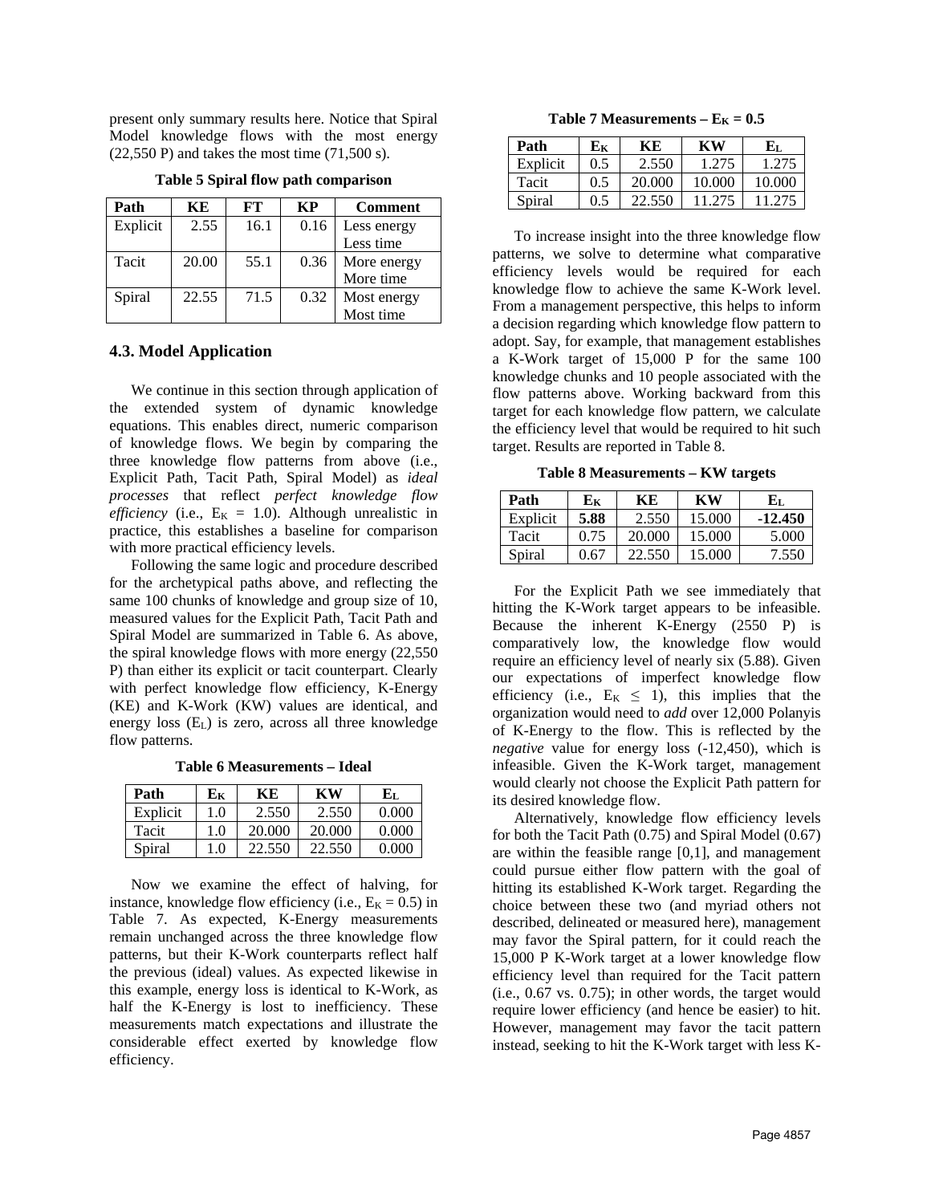present only summary results here. Notice that Spiral Model knowledge flows with the most energy (22,550 P) and takes the most time (71,500 s).

**Table 5 Spiral flow path comparison**

| Path | KE | FT | KP | Comment |
|---|---|---|---|---|
| Explicit | 2.55 | 16.1 | 0.16 | Less energy Less time |
| Tacit | 20.00 | 55.1 | 0.36 | More energy More time |
| Spiral | 22.55 | 71.5 | 0.32 | Most energy Most time |

### 4.3. Model Application

We continue in this section through application of the extended system of dynamic knowledge equations. This enables direct, numeric comparison of knowledge flows. We begin by comparing the three knowledge flow patterns from above (i.e., Explicit Path, Tacit Path, Spiral Model) as *ideal processes* that reflect *perfect knowledge flow efficiency* (i.e., $E_K = 1.0$). Although unrealistic in practice, this establishes a baseline for comparison with more practical efficiency levels.

Following the same logic and procedure described for the archetypical paths above, and reflecting the same 100 chunks of knowledge and group size of 10, measured values for the Explicit Path, Tacit Path and Spiral Model are summarized in Table 6. As above, the spiral knowledge flows with more energy (22,550 P) than either its explicit or tacit counterpart. Clearly with perfect knowledge flow efficiency, K-Energy (KE) and K-Work (KW) values are identical, and energy loss ($E_L$) is zero, across all three knowledge flow patterns.

**Table 6 Measurements – Ideal**

| Path | $E_K$ | KE | KW | $E_L$ |
|---|---|---|---|---|
| Explicit | 1.0 | 2.550 | 2.550 | 0.000 |
| Tacit | 1.0 | 20.000 | 20.000 | 0.000 |
| Spiral | 1.0 | 22.550 | 22.550 | 0.000 |

Now we examine the effect of halving, for instance, knowledge flow efficiency (i.e., $E_K = 0.5$) in Table 7. As expected, K-Energy measurements remain unchanged across the three knowledge flow patterns, but their K-Work counterparts reflect half the previous (ideal) values. As expected likewise in this example, energy loss is identical to K-Work, as half the K-Energy is lost to inefficiency. These measurements match expectations and illustrate the considerable effect exerted by knowledge flow efficiency.

**Table 7 Measurements – $E_K = 0.5$**

| Path | $E_K$ | KE | KW | $E_L$ |
|---|---|---|---|---|
| Explicit | 0.5 | 2.550 | 1.275 | 1.275 |
| Tacit | 0.5 | 20.000 | 10.000 | 10.000 |
| Spiral | 0.5 | 22.550 | 11.275 | 11.275 |

To increase insight into the three knowledge flow patterns, we solve to determine what comparative efficiency levels would be required for each knowledge flow to achieve the same K-Work level. From a management perspective, this helps to inform a decision regarding which knowledge flow pattern to adopt. Say, for example, that management establishes a K-Work target of 15,000 P for the same 100 knowledge chunks and 10 people associated with the flow patterns above. Working backward from this target for each knowledge flow pattern, we calculate the efficiency level that would be required to hit such target. Results are reported in Table 8.

**Table 8 Measurements – KW targets**

| Path | $E_K$ | KE | KW | $E_L$ |
|---|---|---|---|---|
| Explicit | **5.88** | 2.550 | 15.000 | **-12.450** |
| Tacit | 0.75 | 20.000 | 15.000 | 5.000 |
| Spiral | 0.67 | 22.550 | 15.000 | 7.550 |

For the Explicit Path we see immediately that hitting the K-Work target appears to be infeasible. Because the inherent K-Energy (2550 P) is comparatively low, the knowledge flow would require an efficiency level of nearly six (5.88). Given our expectations of imperfect knowledge flow efficiency (i.e., $E_K \leq 1$), this implies that the organization would need to *add* over 12,000 Polanyis of K-Energy to the flow. This is reflected by the *negative* value for energy loss (-12,450), which is infeasible. Given the K-Work target, management would clearly not choose the Explicit Path pattern for its desired knowledge flow.

Alternatively, knowledge flow efficiency levels for both the Tacit Path (0.75) and Spiral Model (0.67) are within the feasible range [0,1], and management could pursue either flow pattern with the goal of hitting its established K-Work target. Regarding the choice between these two (and myriad others not described, delineated or measured here), management may favor the Spiral pattern, for it could reach the 15,000 P K-Work target at a lower knowledge flow efficiency level than required for the Tacit pattern (i.e., 0.67 vs. 0.75); in other words, the target would require lower efficiency (and hence be easier) to hit. However, management may favor the tacit pattern instead, seeking to hit the K-Work target with less K-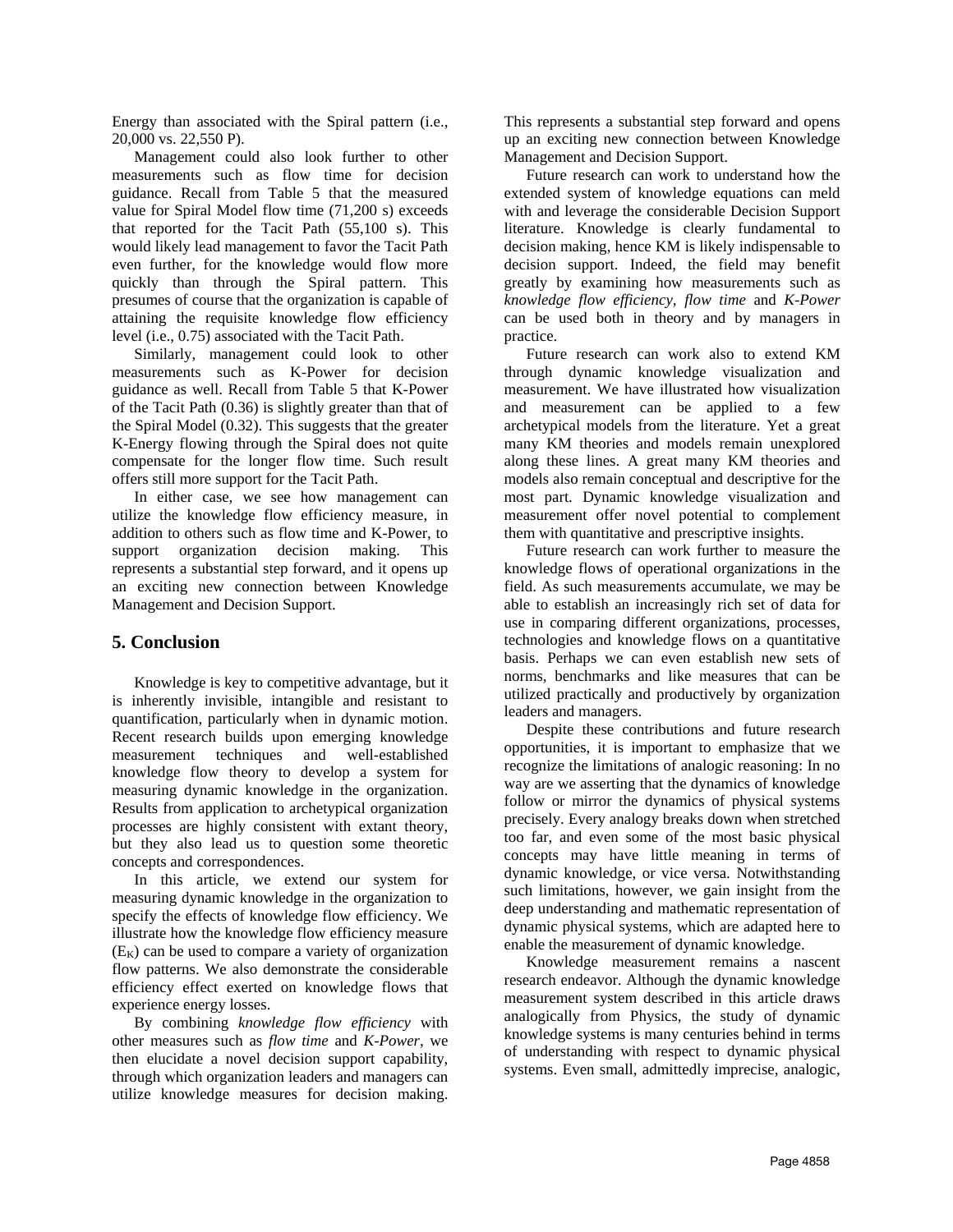Energy than associated with the Spiral pattern (i.e., 20,000 vs. 22,550 P).

Management could also look further to other measurements such as flow time for decision guidance. Recall from Table 5 that the measured value for Spiral Model flow time (71,200 s) exceeds that reported for the Tacit Path (55,100 s). This would likely lead management to favor the Tacit Path even further, for the knowledge would flow more quickly than through the Spiral pattern. This presumes of course that the organization is capable of attaining the requisite knowledge flow efficiency level (i.e., 0.75) associated with the Tacit Path.

Similarly, management could look to other measurements such as K-Power for decision guidance as well. Recall from Table 5 that K-Power of the Tacit Path (0.36) is slightly greater than that of the Spiral Model (0.32). This suggests that the greater K-Energy flowing through the Spiral does not quite compensate for the longer flow time. Such result offers still more support for the Tacit Path.

In either case, we see how management can utilize the knowledge flow efficiency measure, in addition to others such as flow time and K-Power, to support organization decision making. This represents a substantial step forward, and it opens up an exciting new connection between Knowledge Management and Decision Support.

## 5. Conclusion

Knowledge is key to competitive advantage, but it is inherently invisible, intangible and resistant to quantification, particularly when in dynamic motion. Recent research builds upon emerging knowledge measurement techniques and well-established knowledge flow theory to develop a system for measuring dynamic knowledge in the organization. Results from application to archetypical organization processes are highly consistent with extant theory, but they also lead us to question some theoretic concepts and correspondences.

In this article, we extend our system for measuring dynamic knowledge in the organization to specify the effects of knowledge flow efficiency. We illustrate how the knowledge flow efficiency measure ($E_K$) can be used to compare a variety of organization flow patterns. We also demonstrate the considerable efficiency effect exerted on knowledge flows that experience energy losses.

By combining *knowledge flow efficiency* with other measures such as *flow time* and *K-Power*, we then elucidate a novel decision support capability, through which organization leaders and managers can utilize knowledge measures for decision making. This represents a substantial step forward and opens up an exciting new connection between Knowledge Management and Decision Support.

Future research can work to understand how the extended system of knowledge equations can meld with and leverage the considerable Decision Support literature. Knowledge is clearly fundamental to decision making, hence KM is likely indispensable to decision support. Indeed, the field may benefit greatly by examining how measurements such as *knowledge flow efficiency, flow time* and *K-Power* can be used both in theory and by managers in practice.

Future research can work also to extend KM through dynamic knowledge visualization and measurement. We have illustrated how visualization and measurement can be applied to a few archetypical models from the literature. Yet a great many KM theories and models remain unexplored along these lines. A great many KM theories and models also remain conceptual and descriptive for the most part. Dynamic knowledge visualization and measurement offer novel potential to complement them with quantitative and prescriptive insights.

Future research can work further to measure the knowledge flows of operational organizations in the field. As such measurements accumulate, we may be able to establish an increasingly rich set of data for use in comparing different organizations, processes, technologies and knowledge flows on a quantitative basis. Perhaps we can even establish new sets of norms, benchmarks and like measures that can be utilized practically and productively by organization leaders and managers.

Despite these contributions and future research opportunities, it is important to emphasize that we recognize the limitations of analogic reasoning: In no way are we asserting that the dynamics of knowledge follow or mirror the dynamics of physical systems precisely. Every analogy breaks down when stretched too far, and even some of the most basic physical concepts may have little meaning in terms of dynamic knowledge, or vice versa. Notwithstanding such limitations, however, we gain insight from the deep understanding and mathematic representation of dynamic physical systems, which are adapted here to enable the measurement of dynamic knowledge.

Knowledge measurement remains a nascent research endeavor. Although the dynamic knowledge measurement system described in this article draws analogically from Physics, the study of dynamic knowledge systems is many centuries behind in terms of understanding with respect to dynamic physical systems. Even small, admittedly imprecise, analogic,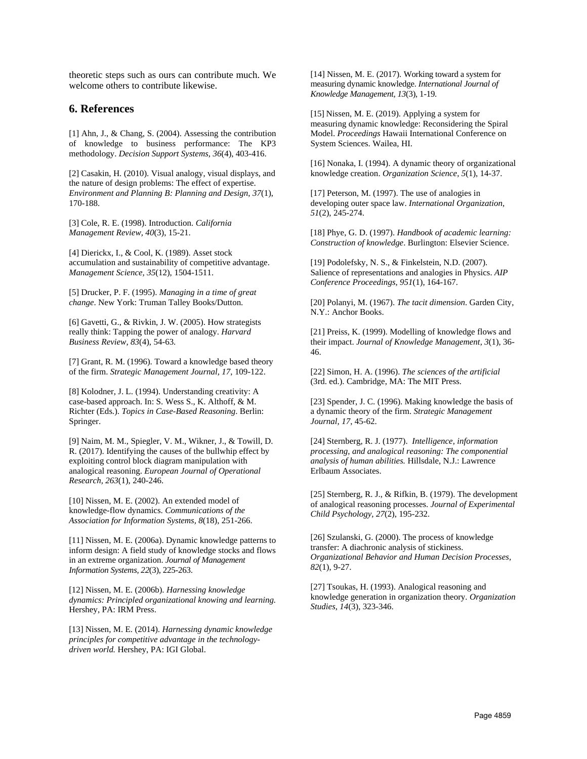theoretic steps such as ours can contribute much. We welcome others to contribute likewise.

## 6. References

[1] Ahn, J., & Chang, S. (2004). Assessing the contribution of knowledge to business performance: The KP3 methodology. *Decision Support Systems, 36*(4), 403-416.

[2] Casakin, H. (2010). Visual analogy, visual displays, and the nature of design problems: The effect of expertise. *Environment and Planning B: Planning and Design, 37*(1), 170-188.

[3] Cole, R. E. (1998). Introduction. *California Management Review, 40*(3), 15-21.

[4] Dierickx, I., & Cool, K. (1989). Asset stock accumulation and sustainability of competitive advantage. *Management Science, 35*(12), 1504-1511.

[5] Drucker, P. F. (1995). *Managing in a time of great change*. New York: Truman Talley Books/Dutton.

[6] Gavetti, G., & Rivkin, J. W. (2005). How strategists really think: Tapping the power of analogy. *Harvard Business Review, 83*(4), 54-63.

[7] Grant, R. M. (1996). Toward a knowledge based theory of the firm. *Strategic Management Journal, 17*, 109-122.

[8] Kolodner, J. L. (1994). Understanding creativity: A case-based approach. In: S. Wess S., K. Althoff, & M. Richter (Eds.). *Topics in Case-Based Reasoning.* Berlin: Springer.

[9] Naim, M. M., Spiegler, V. M., Wikner, J., & Towill, D. R. (2017). Identifying the causes of the bullwhip effect by exploiting control block diagram manipulation with analogical reasoning. *European Journal of Operational Research, 263*(1), 240-246.

[10] Nissen, M. E. (2002). An extended model of knowledge-flow dynamics. *Communications of the Association for Information Systems, 8*(18), 251-266.

[11] Nissen, M. E. (2006a). Dynamic knowledge patterns to inform design: A field study of knowledge stocks and flows in an extreme organization. *Journal of Management Information Systems, 22*(3), 225-263.

[12] Nissen, M. E. (2006b). *Harnessing knowledge dynamics: Principled organizational knowing and learning.* Hershey, PA: IRM Press.

[13] Nissen, M. E. (2014). *Harnessing dynamic knowledge principles for competitive advantage in the technology-driven world.* Hershey, PA: IGI Global.

[14] Nissen, M. E. (2017). Working toward a system for measuring dynamic knowledge. *International Journal of Knowledge Management, 13*(3), 1-19.

[15] Nissen, M. E. (2019). Applying a system for measuring dynamic knowledge: Reconsidering the Spiral Model. *Proceedings* Hawaii International Conference on System Sciences. Wailea, HI.

[16] Nonaka, I. (1994). A dynamic theory of organizational knowledge creation. *Organization Science, 5*(1), 14-37.

[17] Peterson, M. (1997). The use of analogies in developing outer space law. *International Organization, 51*(2), 245-274.

[18] Phye, G. D. (1997). *Handbook of academic learning: Construction of knowledge*. Burlington: Elsevier Science.

[19] Podolefsky, N. S., & Finkelstein, N.D. (2007). Salience of representations and analogies in Physics. *AIP Conference Proceedings, 951*(1), 164-167.

[20] Polanyi, M. (1967). *The tacit dimension*. Garden City, N.Y.: Anchor Books.

[21] Preiss, K. (1999). Modelling of knowledge flows and their impact. *Journal of Knowledge Management, 3*(1), 36-46.

[22] Simon, H. A. (1996). *The sciences of the artificial* (3rd. ed.). Cambridge, MA: The MIT Press.

[23] Spender, J. C. (1996). Making knowledge the basis of a dynamic theory of the firm. *Strategic Management Journal, 17*, 45-62.

[24] Sternberg, R. J. (1977). *Intelligence, information processing, and analogical reasoning: The componential analysis of human abilities.* Hillsdale, N.J.: Lawrence Erlbaum Associates.

[25] Sternberg, R. J., & Rifkin, B. (1979). The development of analogical reasoning processes. *Journal of Experimental Child Psychology, 27*(2), 195-232.

[26] Szulanski, G. (2000). The process of knowledge transfer: A diachronic analysis of stickiness. *Organizational Behavior and Human Decision Processes, 82*(1), 9-27.

[27] Tsoukas, H. (1993). Analogical reasoning and knowledge generation in organization theory. *Organization Studies, 14*(3), 323-346.